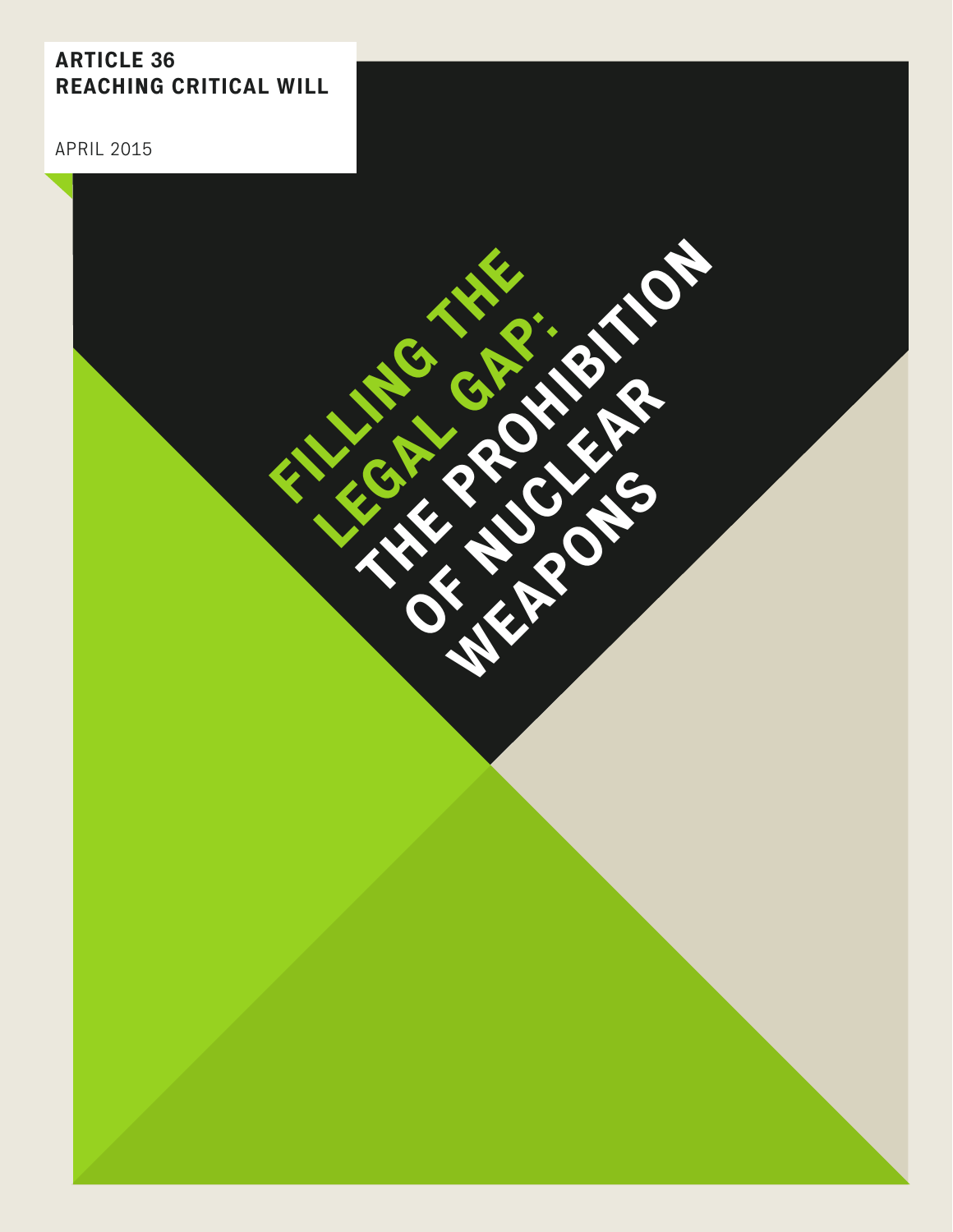**ARTICLE 36**
**REACHING CRITICAL WILL**

APRIL 2015

# FILLING THE LEGAL GAP: THE PROHIBITION OF NUCLEAR WEAPONS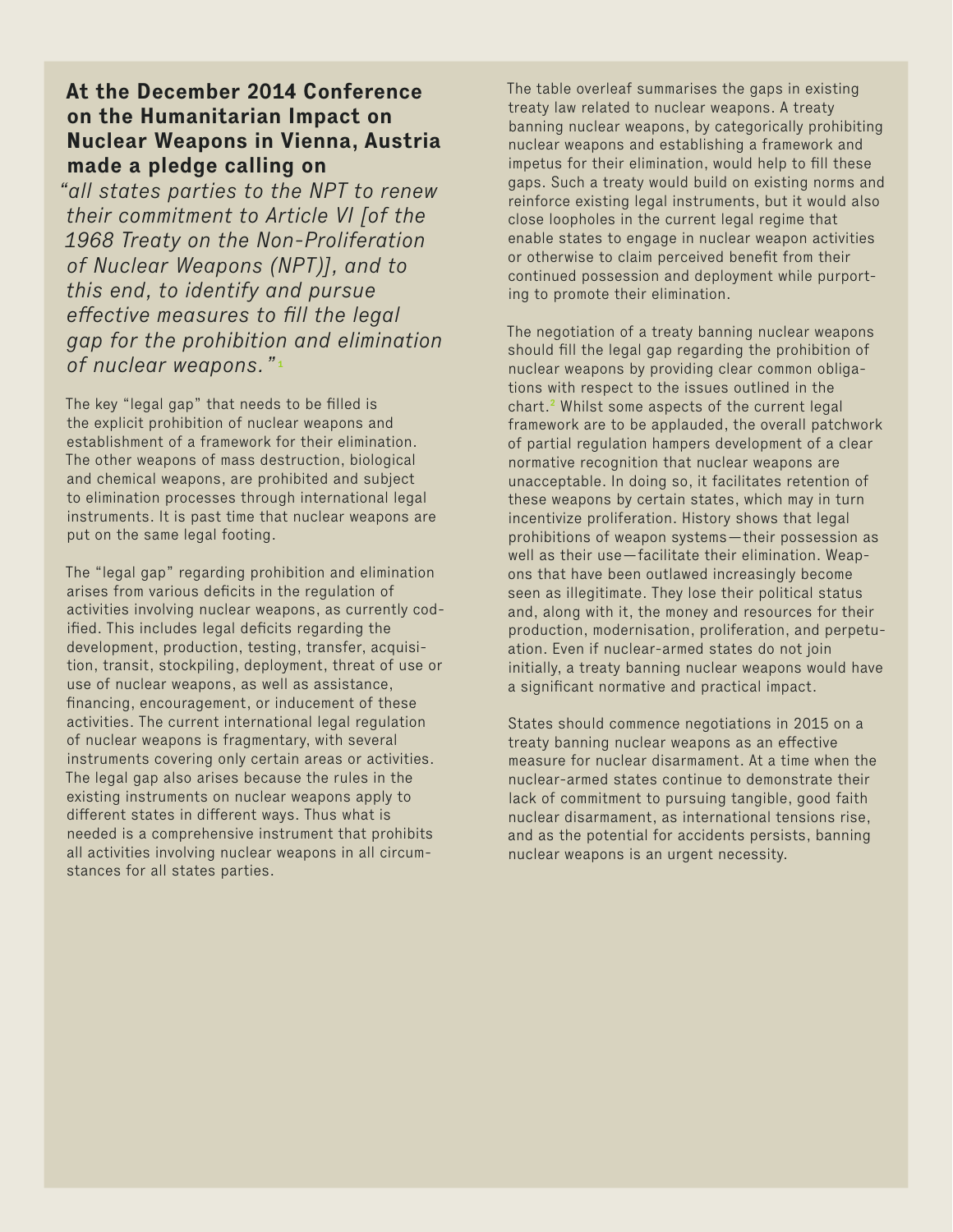**At the December 2014 Conference on the Humanitarian Impact on Nuclear Weapons in Vienna, Austria made a pledge calling on**

*"all states parties to the NPT to renew their commitment to Article VI [of the 1968 Treaty on the Non-Proliferation of Nuclear Weapons (NPT)], and to this end, to identify and pursue effective measures to fill the legal gap for the prohibition and elimination of nuclear weapons."*[1]

The key "legal gap" that needs to be filled is the explicit prohibition of nuclear weapons and establishment of a framework for their elimination. The other weapons of mass destruction, biological and chemical weapons, are prohibited and subject to elimination processes through international legal instruments. It is past time that nuclear weapons are put on the same legal footing.

The "legal gap" regarding prohibition and elimination arises from various deficits in the regulation of activities involving nuclear weapons, as currently codified. This includes legal deficits regarding the development, production, testing, transfer, acquisition, transit, stockpiling, deployment, threat of use or use of nuclear weapons, as well as assistance, financing, encouragement, or inducement of these activities. The current international legal regulation of nuclear weapons is fragmentary, with several instruments covering only certain areas or activities. The legal gap also arises because the rules in the existing instruments on nuclear weapons apply to different states in different ways. Thus what is needed is a comprehensive instrument that prohibits all activities involving nuclear weapons in all circumstances for all states parties.

The table overleaf summarises the gaps in existing treaty law related to nuclear weapons. A treaty banning nuclear weapons, by categorically prohibiting nuclear weapons and establishing a framework and impetus for their elimination, would help to fill these gaps. Such a treaty would build on existing norms and reinforce existing legal instruments, but it would also close loopholes in the current legal regime that enable states to engage in nuclear weapon activities or otherwise to claim perceived benefit from their continued possession and deployment while purporting to promote their elimination.

The negotiation of a treaty banning nuclear weapons should fill the legal gap regarding the prohibition of nuclear weapons by providing clear common obligations with respect to the issues outlined in the chart.[2] Whilst some aspects of the current legal framework are to be applauded, the overall patchwork of partial regulation hampers development of a clear normative recognition that nuclear weapons are unacceptable. In doing so, it facilitates retention of these weapons by certain states, which may in turn incentivize proliferation. History shows that legal prohibitions of weapon systems—their possession as well as their use—facilitate their elimination. Weapons that have been outlawed increasingly become seen as illegitimate. They lose their political status and, along with it, the money and resources for their production, modernisation, proliferation, and perpetuation. Even if nuclear-armed states do not join initially, a treaty banning nuclear weapons would have a significant normative and practical impact.

States should commence negotiations in 2015 on a treaty banning nuclear weapons as an effective measure for nuclear disarmament. At a time when the nuclear-armed states continue to demonstrate their lack of commitment to pursuing tangible, good faith nuclear disarmament, as international tensions rise, and as the potential for accidents persists, banning nuclear weapons is an urgent necessity.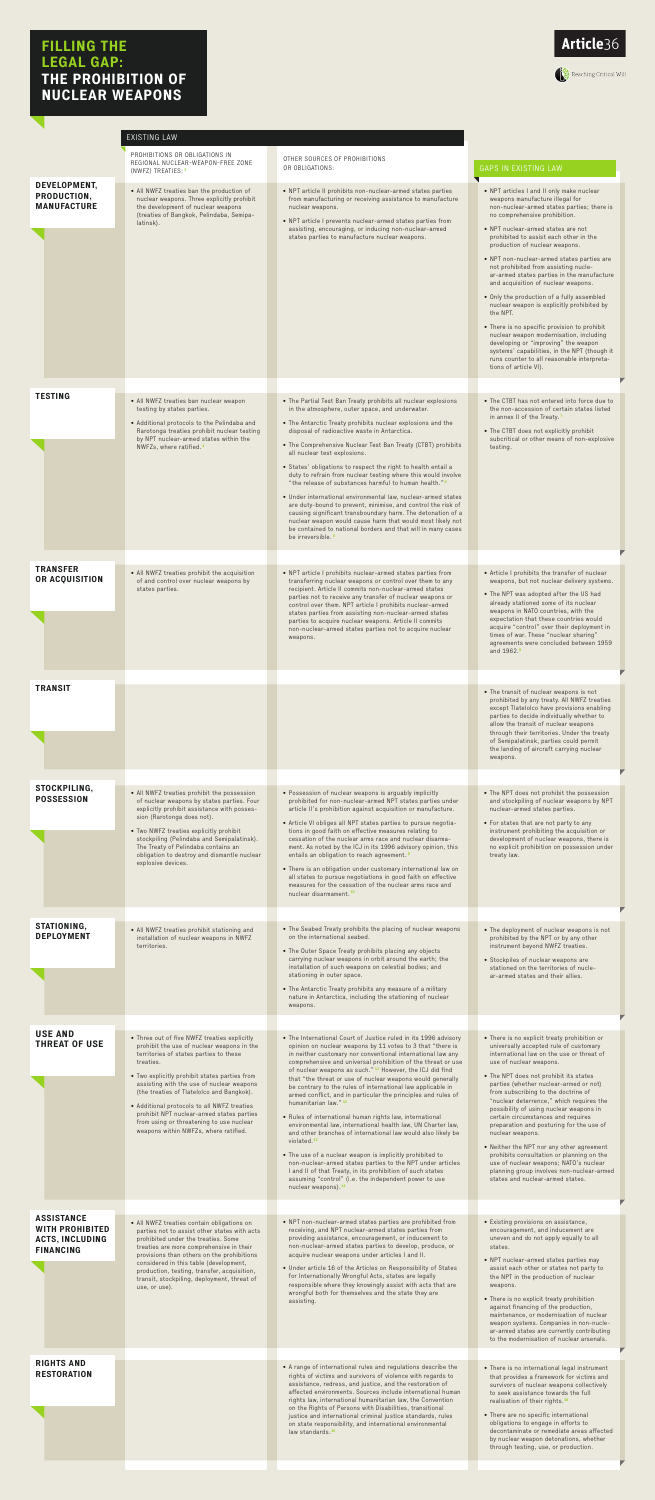# FILLING THE LEGAL GAP: THE PROHIBITION OF NUCLEAR WEAPONS

Article36

Reaching Critical Will

| | EXISTING LAW | | |
|---|---|---|---|
| | PROHIBITIONS OR OBLIGATIONS IN REGIONAL NUCLEAR-WEAPON-FREE ZONE (NWFZ) TREATIES:[1] | OTHER SOURCES OF PROHIBITIONS OR OBLIGATIONS: | GAPS IN EXISTING LAW |
| **DEVELOPMENT, PRODUCTION, MANUFACTURE** | • All NWFZ treaties ban the production of nuclear weapons. Three explicitly prohibit the development of nuclear weapons (treaties of Bangkok, Pelindaba, Semipalatinsk). | • NPT article II prohibits non-nuclear-armed states parties from manufacturing or receiving assistance to manufacture nuclear weapons.<br>• NPT article I prevents nuclear-armed states parties from assisting, encouraging, or inducing non-nuclear-armed states parties to manufacture nuclear weapons. | • NPT articles I and II only make nuclear weapons manufacture illegal for non-nuclear-armed states parties; there is no comprehensive prohibition.<br>• NPT nuclear-armed states are not prohibited to assist each other in the production of nuclear weapons.<br>• NPT non-nuclear-armed states parties are not prohibited from assisting nuclear-armed states parties in the manufacture and acquisition of nuclear weapons.<br>• Only the production of a fully assembled nuclear weapon is explicitly prohibited by the NPT.<br>• There is no specific provision to prohibit nuclear weapon modernisation, including developing or "improving" the weapon systems' capabilities, in the NPT (though it runs counter to all reasonable interpretations of article VI). |
| **TESTING** | • All NWFZ treaties ban nuclear weapon testing by states parties.<br>• Additional protocols to the Pelindaba and Rarotonga treaties prohibit nuclear testing by NPT nuclear-armed states within the NWFZs, where ratified.[2] | • The Partial Test Ban Treaty prohibits all nuclear explosions in the atmosphere, outer space, and underwater.<br>• The Antarctic Treaty prohibits nuclear explosions and the disposal of radioactive waste in Antarctica.<br>• The Comprehensive Nuclear Test Ban Treaty (CTBT) prohibits all nuclear test explosions.<br>• States' obligations to respect the right to health entail a duty to refrain from nuclear testing where this would involve "the release of substances harmful to human health."[3]<br>• Under international environmental law, nuclear-armed states are duty-bound to prevent, minimise, and control the risk of causing significant transboundary harm. The detonation of a nuclear weapon would cause harm that would most likely not be contained to national borders and that will in many cases be irreversible.[4] | • The CTBT has not entered into force due to the non-accession of certain states listed in annex II of the Treaty.[5]<br>• The CTBT does not explicitly prohibit subcritical or other means of non-explosive testing. |
| **TRANSFER OR ACQUISITION** | • All NWFZ treaties prohibit the acquisition of and control over nuclear weapons by states parties. | • NPT article I prohibits nuclear-armed states parties from transferring nuclear weapons or control over them to any recipient. Article II commits non-nuclear-armed states parties not to receive any transfer of nuclear weapons or control over them. NPT article I prohibits nuclear-armed states parties from assisting non-nuclear-armed states parties to acquire nuclear weapons. Article II commits non-nuclear-armed states parties not to acquire nuclear weapons. | • Article I prohibits the transfer of nuclear weapons, but not nuclear delivery systems.<br>• The NPT was adopted after the US had already stationed some of its nuclear weapons in NATO countries, with the expectation that these countries would acquire "control" over their deployment in times of war. These "nuclear sharing" agreements were concluded between 1959 and 1962.[6] |
| **TRANSIT** | | | • The transit of nuclear weapons is not prohibited by any treaty. All NWFZ treaties except Tlatelolco have provisions enabling parties to decide individually whether to allow the transit of nuclear weapons through their territories. Under the treaty of Semipalatinsk, parties could permit the landing of aircraft carrying nuclear weapons. |
| **STOCKPILING, POSSESSION** | • All NWFZ treaties prohibit the possession of nuclear weapons by states parties. Four explicitly prohibit assistance with possession (Rarotonga does not).<br>• Two NWFZ treaties explicitly prohibit stockpiling (Pelindaba and Semipalatinsk). The Treaty of Pelindaba contains an obligation to destroy and dismantle nuclear explosive devices. | • Possession of nuclear weapons is arguably implicitly prohibited for non-nuclear-armed NPT states parties under article II's prohibition against acquisition or manufacture.<br>• Article VI obliges all NPT states parties to pursue negotiations in good faith on effective measures relating to cessation of the nuclear arms race and nuclear disarmament. As noted by the ICJ in its 1996 advisory opinion, this entails an obligation to reach agreement.[9]<br>• There is an obligation under customary international law on all states to pursue negotiations in good faith on effective measures for the cessation of the nuclear arms race and nuclear disarmament.[10] | • The NPT does not prohibit the possession and stockpiling of nuclear weapons by NPT nuclear-armed states parties.<br>• For states that are not party to any instrument prohibiting the acquisition or development of nuclear weapons, there is no explicit prohibition on possession under treaty law. |
| **STATIONING, DEPLOYMENT** | • All NWFZ treaties prohibit stationing and installation of nuclear weapons in NWFZ territories. | • The Seabed Treaty prohibits the placing of nuclear weapons on the international seabed.<br>• The Outer Space Treaty prohibits placing any objects carrying nuclear weapons in orbit around the earth; the installation of such weapons on celestial bodies; and stationing in outer space.<br>• The Antarctic Treaty prohibits any measure of a military nature in Antarctica, including the stationing of nuclear weapons. | • The deployment of nuclear weapons is not prohibited by the NPT or by any other instrument beyond NWFZ treaties.<br>• Stockpiles of nuclear weapons are stationed on the territories of nuclear-armed states and their allies. |
| **USE AND THREAT OF USE** | • Three out of five NWFZ treaties explicitly prohibit the use of nuclear weapons in the territories of states parties to these treaties.<br>• Two explicitly prohibit states parties from assisting with the use of nuclear weapons (the treaties of Tlatelolco and Bangkok).<br>• Additional protocols to all NWFZ treaties prohibit NPT nuclear-armed states parties from using or threatening to use nuclear weapons within NWFZs, where ratified. | • The International Court of Justice ruled in its 1996 advisory opinion on nuclear weapons by 11 votes to 3 that "there is in neither customary nor conventional international law any comprehensive and universal prohibition of the threat or use of nuclear weapons as such."[11] However, the ICJ did find that "the threat or use of nuclear weapons would generally be contrary to the rules of international law applicable in armed conflict, and in particular the principles and rules of humanitarian law."[12]<br>• Rules of international human rights law, international environmental law, international health law, UN Charter law, and other branches of international law would also likely be violated.[13]<br>• The use of a nuclear weapon is implicitly prohibited to non-nuclear-armed states parties to the NPT under articles I and II of that Treaty, in its prohibition of such states assuming "control" (i.e. the independent power to use nuclear weapons).[14] | • There is no explicit treaty prohibition or universally accepted rule of customary international law on the use or threat of use of nuclear weapons.<br>• The NPT does not prohibit its states parties (whether nuclear-armed or not) from subscribing to the doctrine of "nuclear deterrence," which requires the possibility of using nuclear weapons in certain circumstances and requires preparation and posturing for the use of nuclear weapons.<br>• Neither the NPT nor any other agreement prohibits consultation or planning on the use of nuclear weapons; NATO's nuclear planning group involves non-nuclear-armed states and nuclear-armed states. |
| **ASSISTANCE WITH PROHIBITED ACTS, INCLUDING FINANCING** | • All NWFZ treaties contain obligations on parties not to assist other states with acts prohibited under the treaties. Some treaties are more comprehensive in their provisions than others on the prohibitions considered in this table (development, production, testing, transfer, acquisition, transit, stockpiling, deployment, threat of use, or use). | • NPT non-nuclear-armed states parties are prohibited from receiving, and NPT nuclear-armed states parties from providing assistance, encouragement, or inducement to non-nuclear-armed states parties to develop, produce, or acquire nuclear weapons under articles I and II.<br>• Under article 16 of the Articles on Responsibility of States for Internationally Wrongful Acts, states are legally responsible where they knowingly assist with acts that are wrongful both for themselves and the state they are assisting. | • Existing provisions on assistance, encouragement, and inducement are uneven and do not apply equally to all states.<br>• NPT nuclear-armed states parties may assist each other or states not party to the NPT in the production of nuclear weapons.<br>• There is no explicit treaty prohibition against financing of the production, maintenance, or modernisation of nuclear weapon systems. Companies in non-nuclear-armed states are currently contributing to the modernisation of nuclear arsenals. |
| **RIGHTS AND RESTORATION** | | • A range of international rules and regulations describe the rights of victims and survivors of violence with regards to assistance, redress, and justice, and the restoration of affected environments. Sources include international human rights law, international humanitarian law, the Convention on the Rights of Persons with Disabilities, transitional justice and international criminal justice standards, rules on state responsibility, and international environmental law standards.[15] | • There is no international legal instrument that provides a framework for victims and survivors of nuclear weapons collectively to seek assistance towards the full realisation of their rights.[16]<br>• There are no specific international obligations to engage in efforts to decontaminate or remediate areas affected by nuclear weapon detonations, whether through testing, use, or production. |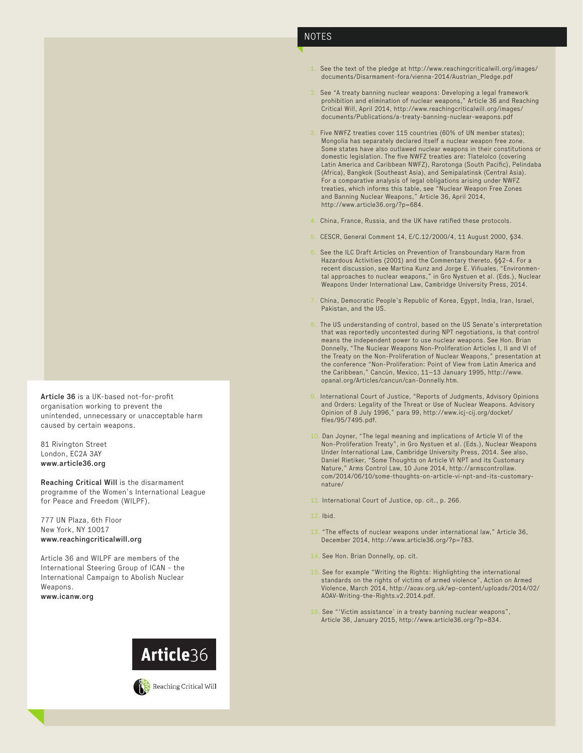## NOTES

1. See the text of the pledge at http://www.reachingcriticalwill.org/images/documents/Disarmament-fora/vienna-2014/Austrian_Pledge.pdf

2. See "A treaty banning nuclear weapons: Developing a legal framework prohibition and elimination of nuclear weapons," Article 36 and Reaching Critical Will, April 2014, http://www.reachingcriticalwill.org/images/documents/Publications/a-treaty-banning-nuclear-weapons.pdf

3. Five NWFZ treaties cover 115 countries (60% of UN member states); Mongolia has separately declared itself a nuclear weapon free zone. Some states have also outlawed nuclear weapons in their constitutions or domestic legislation. The five NWFZ treaties are: Tlatelolco (covering Latin America and Caribbean NWFZ), Rarotonga (South Pacific), Pelindaba (Africa), Bangkok (Southeast Asia), and Semipalatinsk (Central Asia). For a comparative analysis of legal obligations arising under NWFZ treaties, which informs this table, see "Nuclear Weapon Free Zones and Banning Nuclear Weapons," Article 36, April 2014, http://www.article36.org/?p=684.

4. China, France, Russia, and the UK have ratified these protocols.

5. CESCR, General Comment 14, E/C.12/2000/4, 11 August 2000, §34.

6. See the ILC Draft Articles on Prevention of Transboundary Harm from Hazardous Activities (2001) and the Commentary thereto, §§2-4. For a recent discussion, see Martina Kunz and Jorge E. Viñuales, "Environmental approaches to nuclear weapons," in Gro Nystuen et al. (Eds.), Nuclear Weapons Under International Law, Cambridge University Press, 2014.

7. China, Democratic People's Republic of Korea, Egypt, India, Iran, Israel, Pakistan, and the US.

8. The US understanding of control, based on the US Senate's interpretation that was reportedly uncontested during NPT negotiations, is that control means the independent power to use nuclear weapons. See Hon. Brian Donnelly, "The Nuclear Weapons Non-Proliferation Articles I, II and VI of the Treaty on the Non-Proliferation of Nuclear Weapons," presentation at the conference "Non-Proliferation: Point of View from Latin America and the Caribbean," Cancún, Mexico, 11–13 January 1995, http://www.opanal.org/Articles/cancun/can-Donnelly.htm.

9. International Court of Justice, "Reports of Judgments, Advisory Opinions and Orders: Legality of the Threat or Use of Nuclear Weapons. Advisory Opinion of 8 July 1996," para 99, http://www.icj-cij.org/docket/files/95/7495.pdf.

10. Dan Joyner, "The legal meaning and implications of Article VI of the Non-Proliferation Treaty", in Gro Nystuen et al. (Eds.), Nuclear Weapons Under International Law, Cambridge University Press, 2014. See also, Daniel Rietiker, "Some Thoughts on Article VI NPT and its Customary Nature," Arms Control Law, 10 June 2014, http://armscontrollaw.com/2014/06/10/some-thoughts-on-article-vi-npt-and-its-customary-nature/

11. International Court of Justice, op. cit., p. 266.

12. Ibid.

13. "The effects of nuclear weapons under international law," Article 36, December 2014, http://www.article36.org/?p=783.

14. See Hon. Brian Donnelly, op. cit.

15. See for example "Writing the Rights: Highlighting the international standards on the rights of victims of armed violence", Action on Armed Violence, March 2014, http://aoav.org.uk/wp-content/uploads/2014/02/AOAV-Writing-the-Rights.v2.2014.pdf.

16. See "'Victim assistance' in a treaty banning nuclear weapons", Article 36, January 2015, http://www.article36.org/?p=834.

**Article 36** is a UK-based not-for-profit organisation working to prevent the unintended, unnecessary or unacceptable harm caused by certain weapons.

81 Rivington Street
London, EC2A 3AY
**www.article36.org**

**Reaching Critical Will** is the disarmament programme of the Women's International League for Peace and Freedom (WILPF).

777 UN Plaza, 6th Floor
New York, NY 10017
**www.reachingcriticalwill.org**

Article 36 and WILPF are members of the International Steering Group of ICAN - the International Campaign to Abolish Nuclear Weapons.
**www.icanw.org**

Article36

Reaching Critical Will